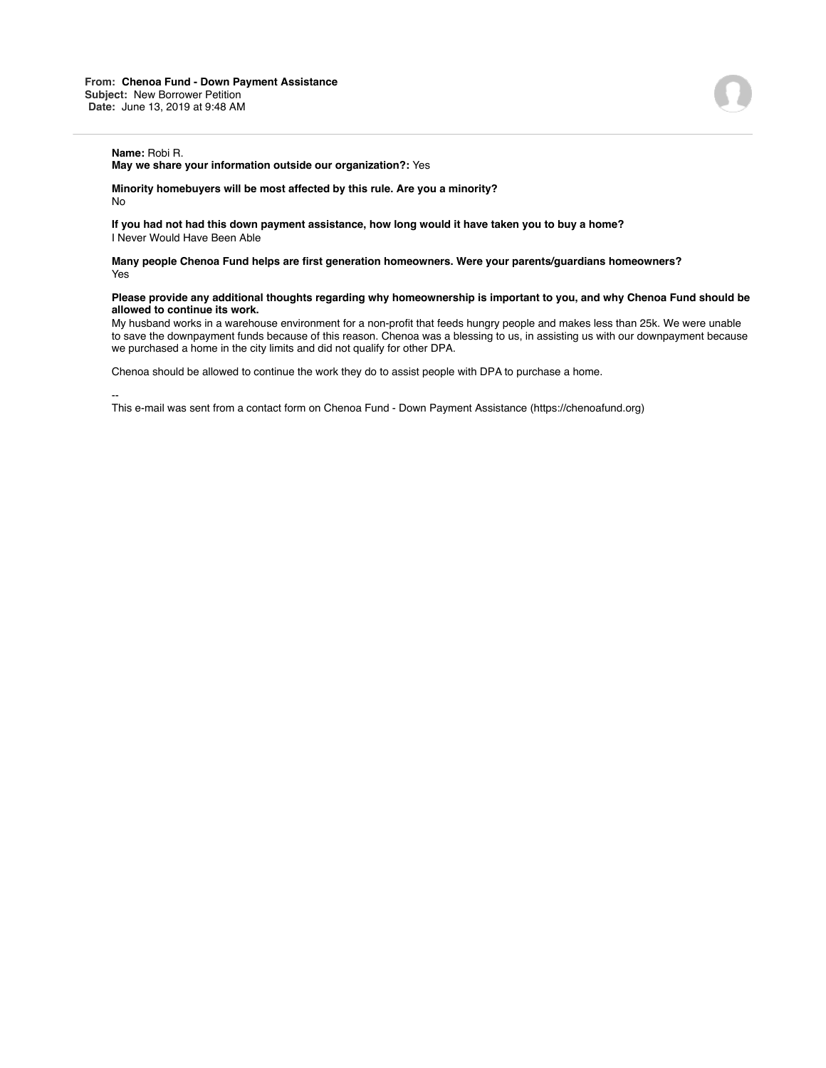**From:** **Chenoa Fund - Down Payment Assistance**
**Subject:** New Borrower Petition
**Date:** June 13, 2019 at 9:48 AM

---

**Name:** Robi R.
**May we share your information outside our organization?:** Yes

**Minority homebuyers will be most affected by this rule. Are you a minority?**
No

**If you had not had this down payment assistance, how long would it have taken you to buy a home?**
I Never Would Have Been Able

**Many people Chenoa Fund helps are first generation homeowners. Were your parents/guardians homeowners?**
Yes

**Please provide any additional thoughts regarding why homeownership is important to you, and why Chenoa Fund should be allowed to continue its work.**
My husband works in a warehouse environment for a non-profit that feeds hungry people and makes less than 25k. We were unable to save the downpayment funds because of this reason. Chenoa was a blessing to us, in assisting us with our downpayment because we purchased a home in the city limits and did not qualify for other DPA.

Chenoa should be allowed to continue the work they do to assist people with DPA to purchase a home.

--
This e-mail was sent from a contact form on Chenoa Fund - Down Payment Assistance (https://chenoafund.org)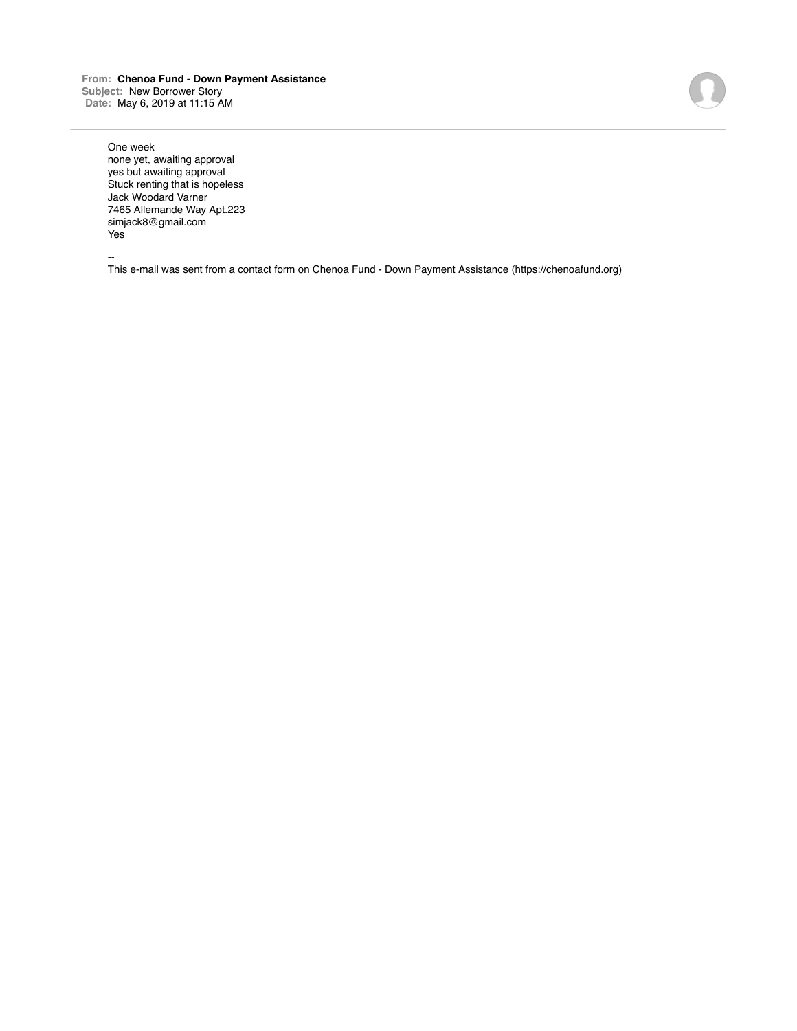**From:** **Chenoa Fund - Down Payment Assistance**
**Subject:** New Borrower Story
**Date:** May 6, 2019 at 11:15 AM

---

One week
none yet, awaiting approval
yes but awaiting approval
Stuck renting that is hopeless
Jack Woodard Varner
7465 Allemande Way Apt.223
simjack8@gmail.com
Yes

--
This e-mail was sent from a contact form on Chenoa Fund - Down Payment Assistance (https://chenoafund.org)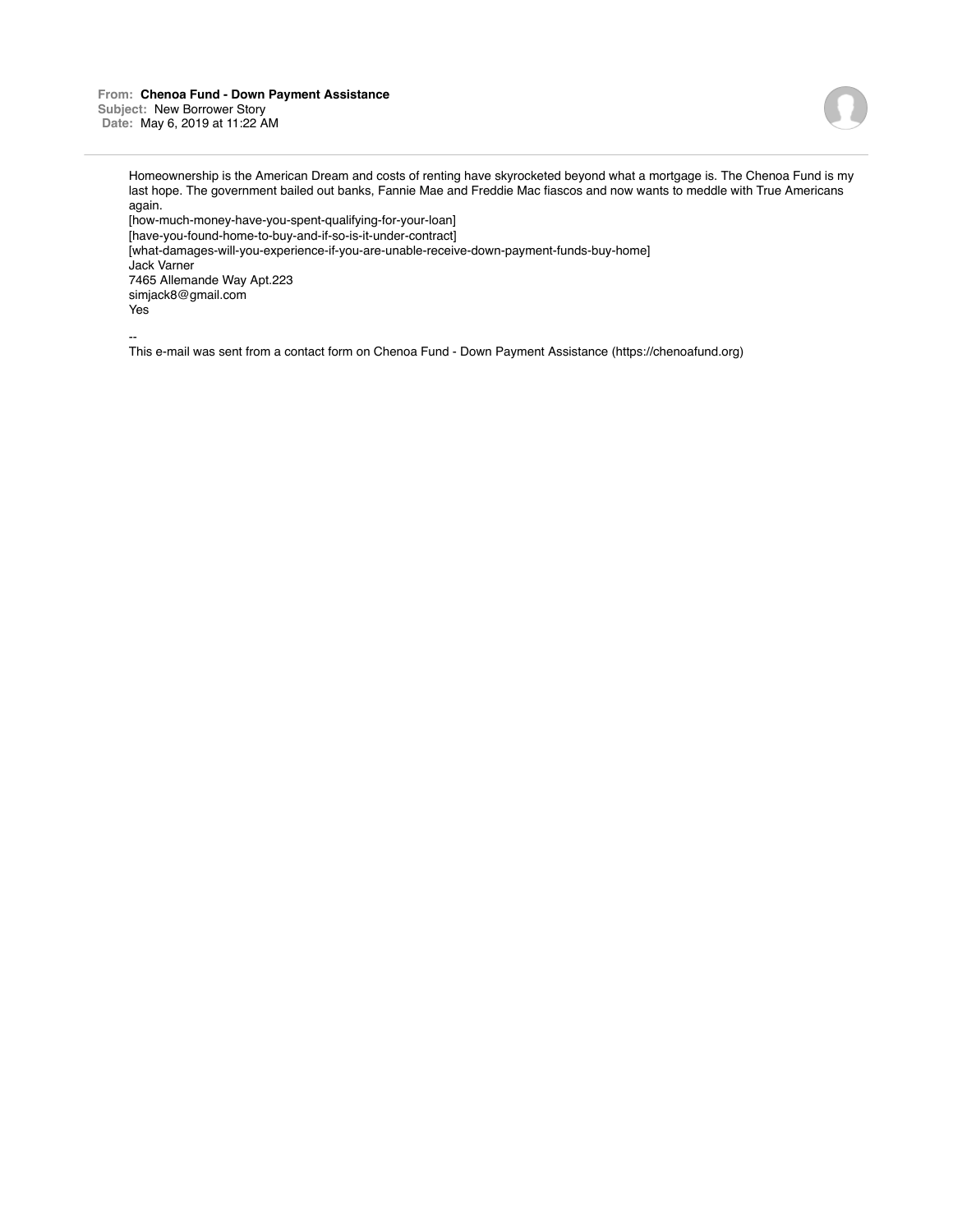**From:** **Chenoa Fund - Down Payment Assistance**
**Subject:** New Borrower Story
**Date:** May 6, 2019 at 11:22 AM

Homeownership is the American Dream and costs of renting have skyrocketed beyond what a mortgage is. The Chenoa Fund is my last hope. The government bailed out banks, Fannie Mae and Freddie Mac fiascos and now wants to meddle with True Americans again.
[how-much-money-have-you-spent-qualifying-for-your-loan]
[have-you-found-home-to-buy-and-if-so-is-it-under-contract]
[what-damages-will-you-experience-if-you-are-unable-receive-down-payment-funds-buy-home]
Jack Varner
7465 Allemande Way Apt.223
simjack8@gmail.com
Yes

--
This e-mail was sent from a contact form on Chenoa Fund - Down Payment Assistance (https://chenoafund.org)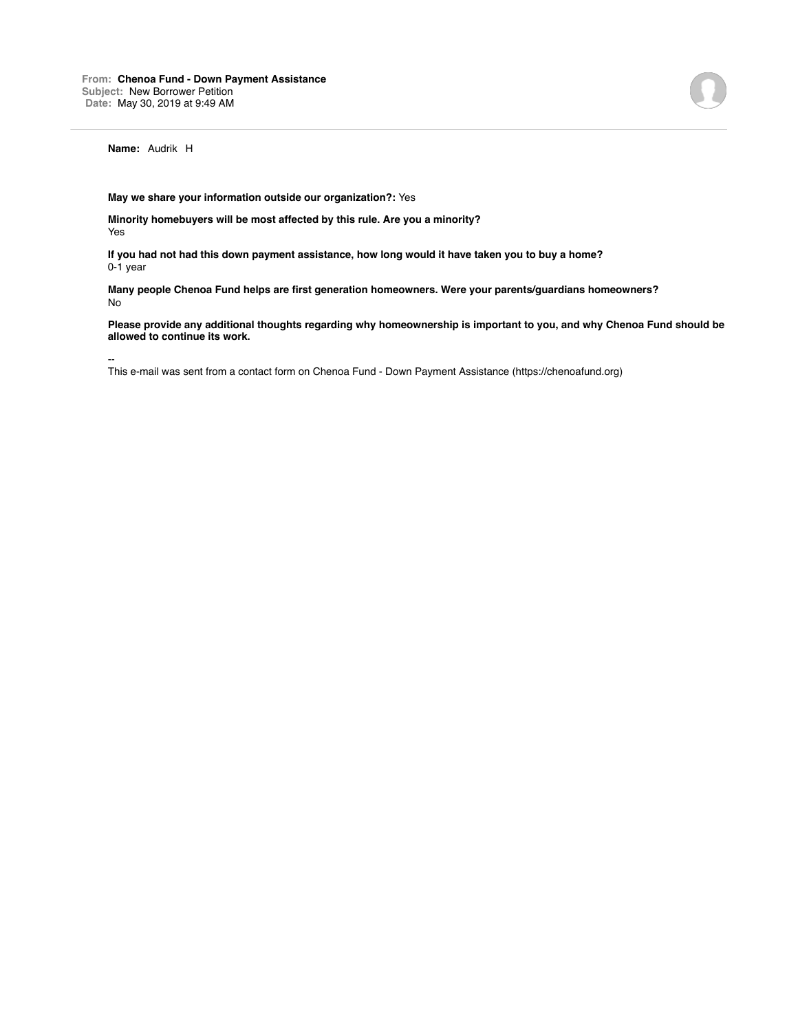**From:** **Chenoa Fund - Down Payment Assistance**
**Subject:** New Borrower Petition
**Date:** May 30, 2019 at 9:49 AM

---

**Name:** Audrik H

**May we share your information outside our organization?:** Yes

**Minority homebuyers will be most affected by this rule. Are you a minority?**
Yes

**If you had not had this down payment assistance, how long would it have taken you to buy a home?**
0-1 year

**Many people Chenoa Fund helps are first generation homeowners. Were your parents/guardians homeowners?**
No

**Please provide any additional thoughts regarding why homeownership is important to you, and why Chenoa Fund should be allowed to continue its work.**

--
This e-mail was sent from a contact form on Chenoa Fund - Down Payment Assistance (https://chenoafund.org)